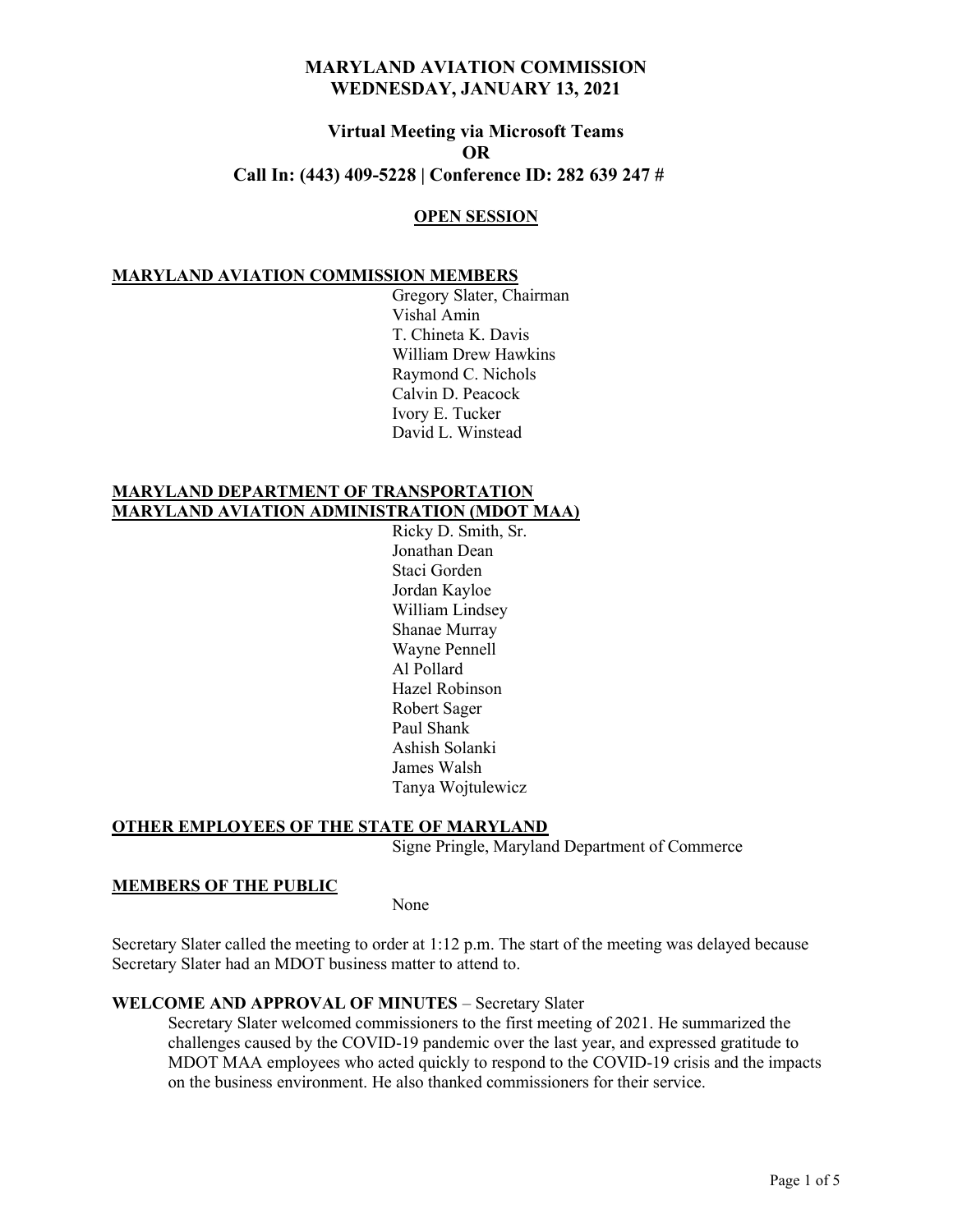# MARYLAND AVIATION COMMISSION
# WEDNESDAY, JANUARY 13, 2021

## Virtual Meeting via Microsoft Teams
## OR
## Call In: (443) 409-5228 | Conference ID: 282 639 247 #

### OPEN SESSION

**MARYLAND AVIATION COMMISSION MEMBERS**

Gregory Slater, Chairman
Vishal Amin
T. Chineta K. Davis
William Drew Hawkins
Raymond C. Nichols
Calvin D. Peacock
Ivory E. Tucker
David L. Winstead

**MARYLAND DEPARTMENT OF TRANSPORTATION**
**MARYLAND AVIATION ADMINISTRATION (MDOT MAA)**

Ricky D. Smith, Sr.
Jonathan Dean
Staci Gorden
Jordan Kayloe
William Lindsey
Shanae Murray
Wayne Pennell
Al Pollard
Hazel Robinson
Robert Sager
Paul Shank
Ashish Solanki
James Walsh
Tanya Wojtulewicz

**OTHER EMPLOYEES OF THE STATE OF MARYLAND**

Signe Pringle, Maryland Department of Commerce

**MEMBERS OF THE PUBLIC**

None

Secretary Slater called the meeting to order at 1:12 p.m. The start of the meeting was delayed because Secretary Slater had an MDOT business matter to attend to.

**WELCOME AND APPROVAL OF MINUTES** – Secretary Slater

Secretary Slater welcomed commissioners to the first meeting of 2021. He summarized the challenges caused by the COVID-19 pandemic over the last year, and expressed gratitude to MDOT MAA employees who acted quickly to respond to the COVID-19 crisis and the impacts on the business environment. He also thanked commissioners for their service.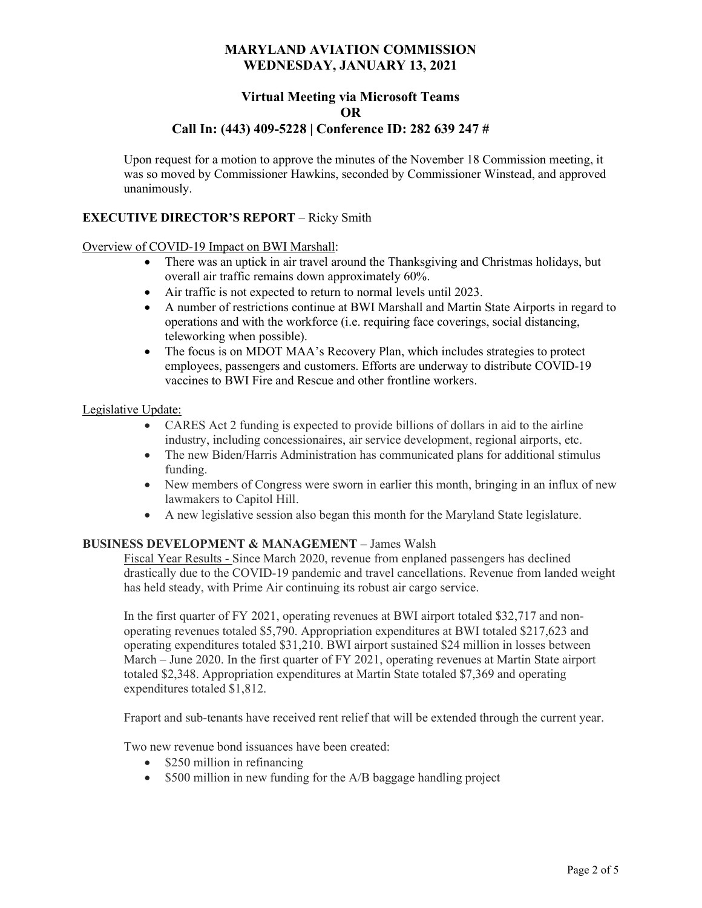# MARYLAND AVIATION COMMISSION
# WEDNESDAY, JANUARY 13, 2021

## Virtual Meeting via Microsoft Teams
## OR
## Call In: (443) 409-5228 | Conference ID: 282 639 247 #

Upon request for a motion to approve the minutes of the November 18 Commission meeting, it was so moved by Commissioner Hawkins, seconded by Commissioner Winstead, and approved unanimously.

**EXECUTIVE DIRECTOR'S REPORT** – Ricky Smith

Overview of COVID-19 Impact on BWI Marshall:

- There was an uptick in air travel around the Thanksgiving and Christmas holidays, but overall air traffic remains down approximately 60%.
- Air traffic is not expected to return to normal levels until 2023.
- A number of restrictions continue at BWI Marshall and Martin State Airports in regard to operations and with the workforce (i.e. requiring face coverings, social distancing, teleworking when possible).
- The focus is on MDOT MAA's Recovery Plan, which includes strategies to protect employees, passengers and customers. Efforts are underway to distribute COVID-19 vaccines to BWI Fire and Rescue and other frontline workers.

Legislative Update:

- CARES Act 2 funding is expected to provide billions of dollars in aid to the airline industry, including concessionaires, air service development, regional airports, etc.
- The new Biden/Harris Administration has communicated plans for additional stimulus funding.
- New members of Congress were sworn in earlier this month, bringing in an influx of new lawmakers to Capitol Hill.
- A new legislative session also began this month for the Maryland State legislature.

**BUSINESS DEVELOPMENT & MANAGEMENT** – James Walsh

Fiscal Year Results - Since March 2020, revenue from enplaned passengers has declined drastically due to the COVID-19 pandemic and travel cancellations. Revenue from landed weight has held steady, with Prime Air continuing its robust air cargo service.

In the first quarter of FY 2021, operating revenues at BWI airport totaled $32,717 and non-operating revenues totaled $5,790. Appropriation expenditures at BWI totaled $217,623 and operating expenditures totaled $31,210. BWI airport sustained $24 million in losses between March – June 2020. In the first quarter of FY 2021, operating revenues at Martin State airport totaled $2,348. Appropriation expenditures at Martin State totaled $7,369 and operating expenditures totaled $1,812.

Fraport and sub-tenants have received rent relief that will be extended through the current year.

Two new revenue bond issuances have been created:

- $250 million in refinancing
- $500 million in new funding for the A/B baggage handling project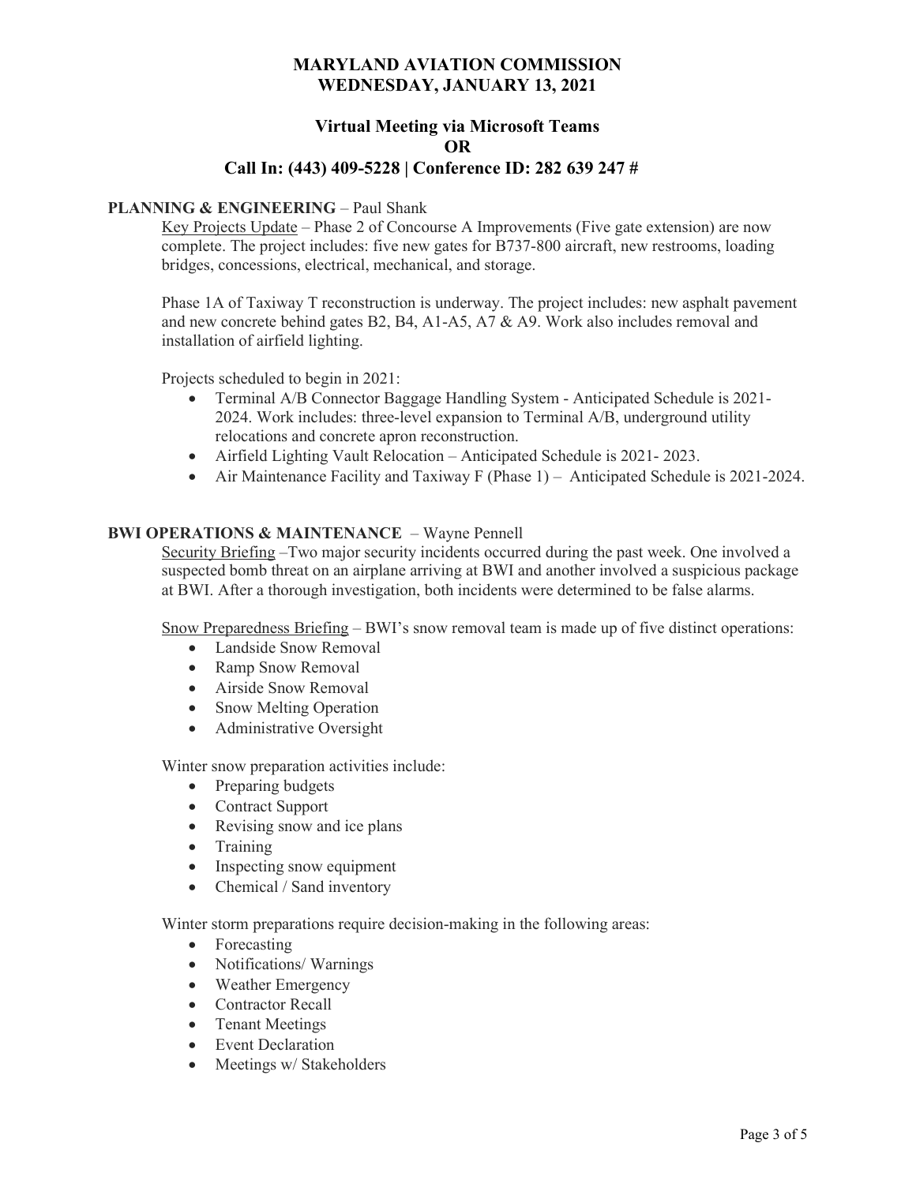# MARYLAND AVIATION COMMISSION
# WEDNESDAY, JANUARY 13, 2021

## Virtual Meeting via Microsoft Teams
## OR
## Call In: (443) 409-5228 | Conference ID: 282 639 247 #

**PLANNING & ENGINEERING** – Paul Shank

Key Projects Update – Phase 2 of Concourse A Improvements (Five gate extension) are now complete. The project includes: five new gates for B737-800 aircraft, new restrooms, loading bridges, concessions, electrical, mechanical, and storage.

Phase 1A of Taxiway T reconstruction is underway. The project includes: new asphalt pavement and new concrete behind gates B2, B4, A1-A5, A7 & A9. Work also includes removal and installation of airfield lighting.

Projects scheduled to begin in 2021:

- Terminal A/B Connector Baggage Handling System - Anticipated Schedule is 2021-2024. Work includes: three-level expansion to Terminal A/B, underground utility relocations and concrete apron reconstruction.
- Airfield Lighting Vault Relocation – Anticipated Schedule is 2021- 2023.
- Air Maintenance Facility and Taxiway F (Phase 1) – Anticipated Schedule is 2021-2024.

**BWI OPERATIONS & MAINTENANCE** – Wayne Pennell

Security Briefing –Two major security incidents occurred during the past week. One involved a suspected bomb threat on an airplane arriving at BWI and another involved a suspicious package at BWI. After a thorough investigation, both incidents were determined to be false alarms.

Snow Preparedness Briefing – BWI's snow removal team is made up of five distinct operations:

- Landside Snow Removal
- Ramp Snow Removal
- Airside Snow Removal
- Snow Melting Operation
- Administrative Oversight

Winter snow preparation activities include:

- Preparing budgets
- Contract Support
- Revising snow and ice plans
- Training
- Inspecting snow equipment
- Chemical / Sand inventory

Winter storm preparations require decision-making in the following areas:

- Forecasting
- Notifications/ Warnings
- Weather Emergency
- Contractor Recall
- Tenant Meetings
- Event Declaration
- Meetings w/ Stakeholders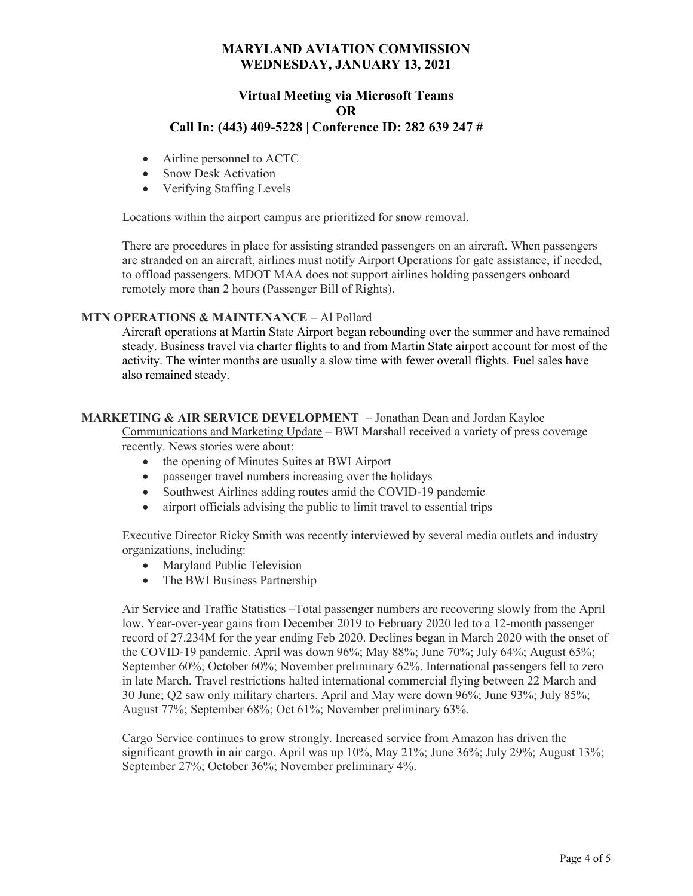- Airline personnel to ACTC
- Snow Desk Activation
- Verifying Staffing Levels

Locations within the airport campus are prioritized for snow removal.

There are procedures in place for assisting stranded passengers on an aircraft. When passengers are stranded on an aircraft, airlines must notify Airport Operations for gate assistance, if needed, to offload passengers. MDOT MAA does not support airlines holding passengers onboard remotely more than 2 hours (Passenger Bill of Rights).

**MTN OPERATIONS & MAINTENANCE** – Al Pollard

Aircraft operations at Martin State Airport began rebounding over the summer and have remained steady. Business travel via charter flights to and from Martin State airport account for most of the activity. The winter months are usually a slow time with fewer overall flights. Fuel sales have also remained steady.

**MARKETING & AIR SERVICE DEVELOPMENT** – Jonathan Dean and Jordan Kayloe

Communications and Marketing Update – BWI Marshall received a variety of press coverage recently. News stories were about:

- the opening of Minutes Suites at BWI Airport
- passenger travel numbers increasing over the holidays
- Southwest Airlines adding routes amid the COVID-19 pandemic
- airport officials advising the public to limit travel to essential trips

Executive Director Ricky Smith was recently interviewed by several media outlets and industry organizations, including:

- Maryland Public Television
- The BWI Business Partnership

Air Service and Traffic Statistics –Total passenger numbers are recovering slowly from the April low. Year-over-year gains from December 2019 to February 2020 led to a 12-month passenger record of 27.234M for the year ending Feb 2020. Declines began in March 2020 with the onset of the COVID-19 pandemic. April was down 96%; May 88%; June 70%; July 64%; August 65%; September 60%; October 60%; November preliminary 62%. International passengers fell to zero in late March. Travel restrictions halted international commercial flying between 22 March and 30 June; Q2 saw only military charters. April and May were down 96%; June 93%; July 85%; August 77%; September 68%; Oct 61%; November preliminary 63%.

Cargo Service continues to grow strongly. Increased service from Amazon has driven the significant growth in air cargo. April was up 10%, May 21%; June 36%; July 29%; August 13%; September 27%; October 36%; November preliminary 4%.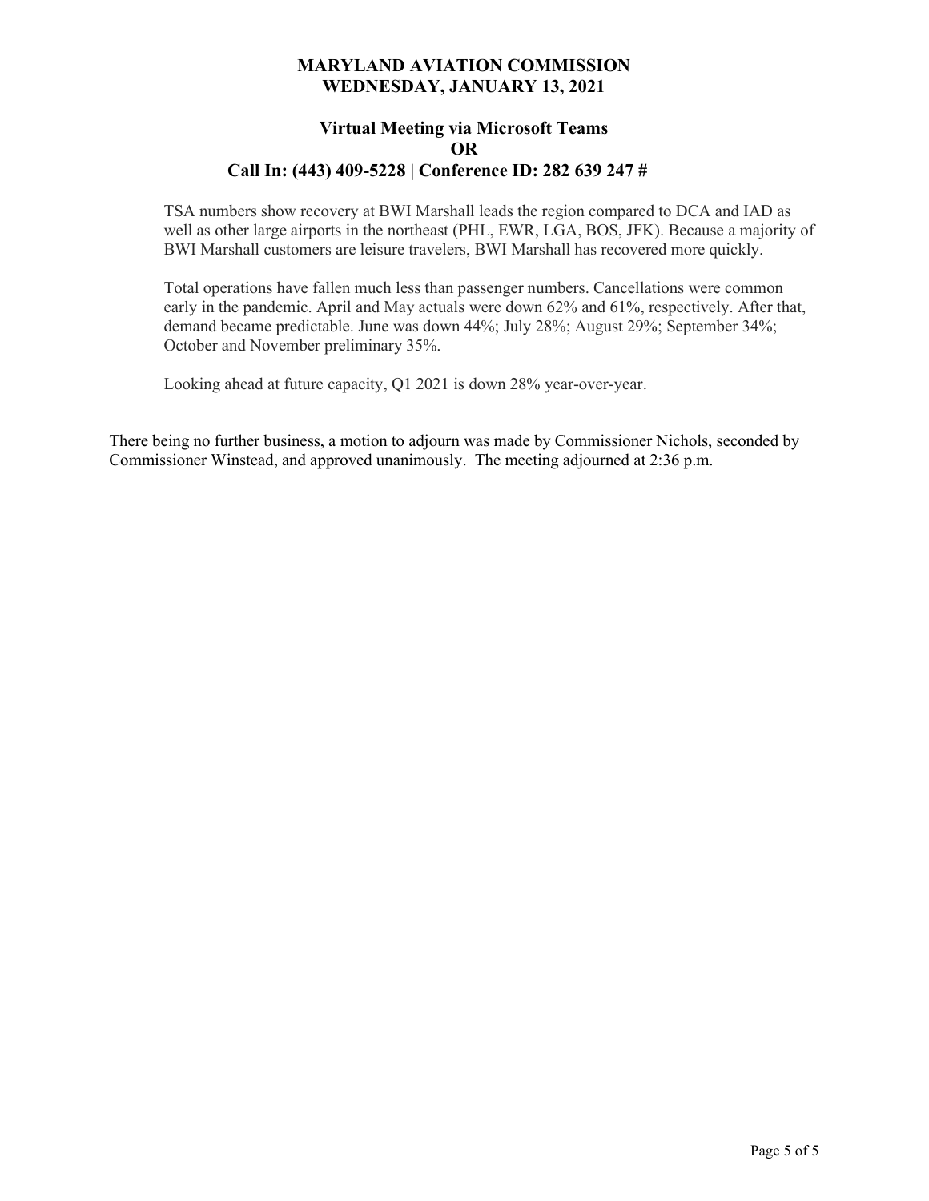**MARYLAND AVIATION COMMISSION**
**WEDNESDAY, JANUARY 13, 2021**

**Virtual Meeting via Microsoft Teams**
**OR**
**Call In: (443) 409-5228 | Conference ID: 282 639 247 #**

TSA numbers show recovery at BWI Marshall leads the region compared to DCA and IAD as well as other large airports in the northeast (PHL, EWR, LGA, BOS, JFK). Because a majority of BWI Marshall customers are leisure travelers, BWI Marshall has recovered more quickly.

Total operations have fallen much less than passenger numbers. Cancellations were common early in the pandemic. April and May actuals were down 62% and 61%, respectively. After that, demand became predictable. June was down 44%; July 28%; August 29%; September 34%; October and November preliminary 35%.

Looking ahead at future capacity, Q1 2021 is down 28% year-over-year.

There being no further business, a motion to adjourn was made by Commissioner Nichols, seconded by Commissioner Winstead, and approved unanimously. The meeting adjourned at 2:36 p.m.